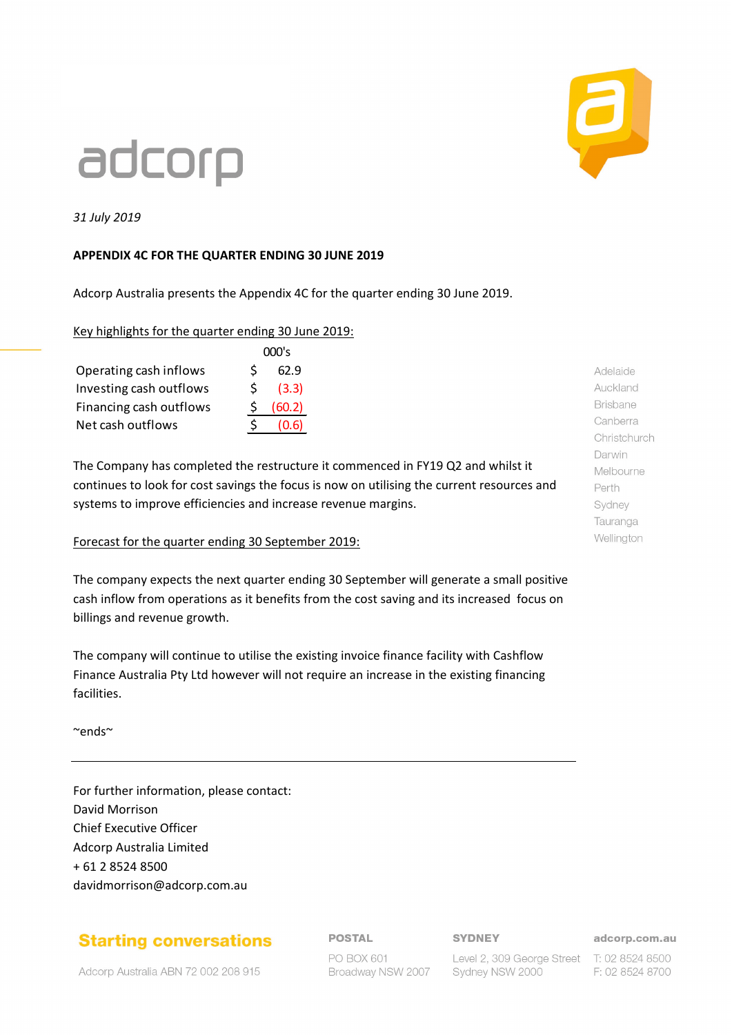adcorp

*31 July 2019*

**APPENDIX 4C FOR THE QUARTER ENDING 30 JUNE 2019**

Adcorp Australia presents the Appendix 4C for the quarter ending 30 June 2019.

Key highlights for the quarter ending 30 June 2019:

| | | 000's |
|---|---|---|
| Operating cash inflows | $ | 62.9 |
| Investing cash outflows | $ | (3.3) |
| Financing cash outflows | $ | (60.2) |
| Net cash outflows | $ | (0.6) |

The Company has completed the restructure it commenced in FY19 Q2 and whilst it continues to look for cost savings the focus is now on utilising the current resources and systems to improve efficiencies and increase revenue margins.

Forecast for the quarter ending 30 September 2019:

The company expects the next quarter ending 30 September will generate a small positive cash inflow from operations as it benefits from the cost saving and its increased focus on billings and revenue growth.

The company will continue to utilise the existing invoice finance facility with Cashflow Finance Australia Pty Ltd however will not require an increase in the existing financing facilities.

~ends~

For further information, please contact:
David Morrison
Chief Executive Officer
Adcorp Australia Limited
+ 61 2 8524 8500
davidmorrison@adcorp.com.au

Adelaide
Auckland
Brisbane
Canberra
Christchurch
Darwin
Melbourne
Perth
Sydney
Tauranga
Wellington

**Starting conversations**

Adcorp Australia ABN 72 002 208 915

**POSTAL**
PO BOX 601
Broadway NSW 2007

**SYDNEY**
Level 2, 309 George Street
Sydney NSW 2000

**adcorp.com.au**
T: 02 8524 8500
F: 02 8524 8700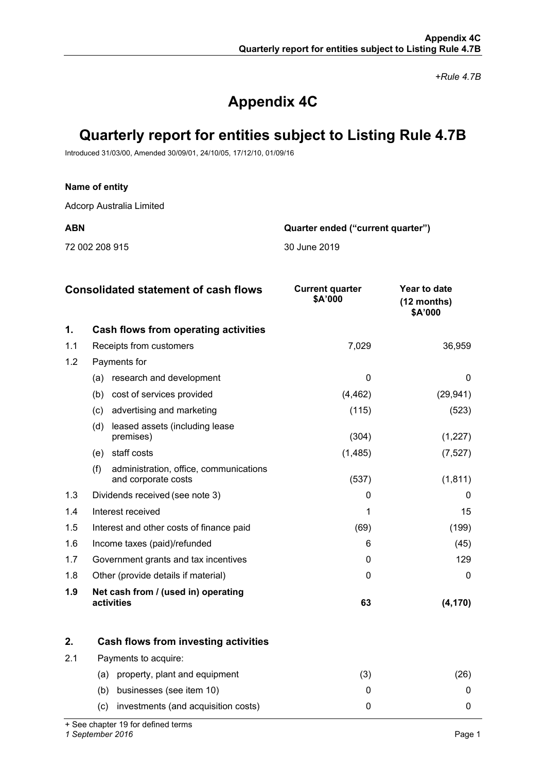+Rule 4.7B

# Appendix 4C

# Quarterly report for entities subject to Listing Rule 4.7B

Introduced 31/03/00, Amended 30/09/01, 24/10/05, 17/12/10, 01/09/16

**Name of entity**

Adcorp Australia Limited

| **ABN** | **Quarter ended ("current quarter")** |
|---|---|
| 72 002 208 915 | 30 June 2019 |

| **Consolidated statement of cash flows** | | **Current quarter \$A'000** | **Year to date (12 months) \$A'000** |
|---|---|---|---|
| **1.** | **Cash flows from operating activities** | | |
| 1.1 | Receipts from customers | 7,029 | 36,959 |
| 1.2 | Payments for | | |
| | (a) research and development | 0 | 0 |
| | (b) cost of services provided | (4,462) | (29,941) |
| | (c) advertising and marketing | (115) | (523) |
| | (d) leased assets (including lease premises) | (304) | (1,227) |
| | (e) staff costs | (1,485) | (7,527) |
| | (f) administration, office, communications and corporate costs | (537) | (1,811) |
| 1.3 | Dividends received (see note 3) | 0 | 0 |
| 1.4 | Interest received | 1 | 15 |
| 1.5 | Interest and other costs of finance paid | (69) | (199) |
| 1.6 | Income taxes (paid)/refunded | 6 | (45) |
| 1.7 | Government grants and tax incentives | 0 | 129 |
| 1.8 | Other (provide details if material) | 0 | 0 |
| **1.9** | **Net cash from / (used in) operating activities** | **63** | **(4,170)** |
| | | | |
| **2.** | **Cash flows from investing activities** | | |
| 2.1 | Payments to acquire: | | |
| | (a) property, plant and equipment | (3) | (26) |
| | (b) businesses (see item 10) | 0 | 0 |
| | (c) investments (and acquisition costs) | 0 | 0 |

+ See chapter 19 for defined terms

*1 September 2016*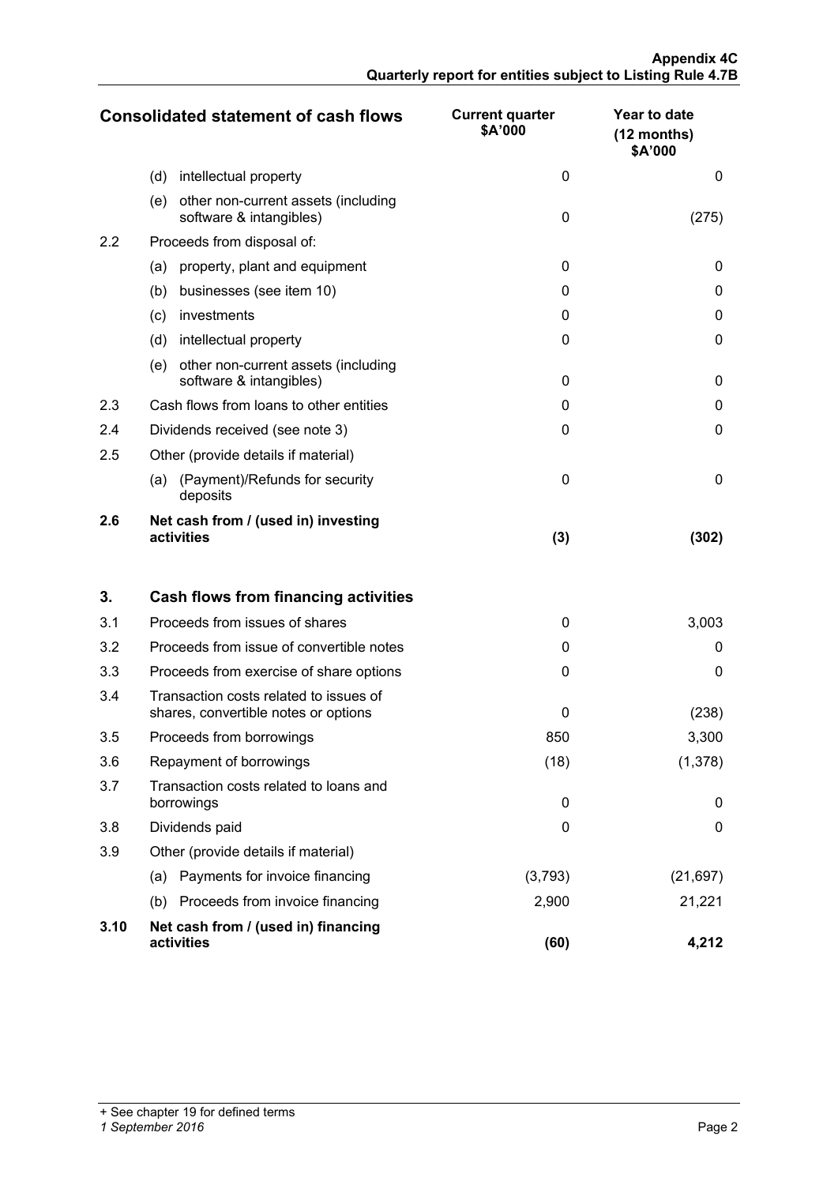| Consolidated statement of cash flows | | Current quarter $A'000 | Year to date (12 months) $A'000 |
|---|---|---|---|
| | (d) intellectual property | 0 | 0 |
| | (e) other non-current assets (including software & intangibles) | 0 | (275) |
| 2.2 | Proceeds from disposal of: | | |
| | (a) property, plant and equipment | 0 | 0 |
| | (b) businesses (see item 10) | 0 | 0 |
| | (c) investments | 0 | 0 |
| | (d) intellectual property | 0 | 0 |
| | (e) other non-current assets (including software & intangibles) | 0 | 0 |
| 2.3 | Cash flows from loans to other entities | 0 | 0 |
| 2.4 | Dividends received (see note 3) | 0 | 0 |
| 2.5 | Other (provide details if material) | | |
| | (a) (Payment)/Refunds for security deposits | 0 | 0 |
| **2.6** | **Net cash from / (used in) investing activities** | **(3)** | **(302)** |
| | | | |
| **3.** | **Cash flows from financing activities** | | |
| 3.1 | Proceeds from issues of shares | 0 | 3,003 |
| 3.2 | Proceeds from issue of convertible notes | 0 | 0 |
| 3.3 | Proceeds from exercise of share options | 0 | 0 |
| 3.4 | Transaction costs related to issues of shares, convertible notes or options | 0 | (238) |
| 3.5 | Proceeds from borrowings | 850 | 3,300 |
| 3.6 | Repayment of borrowings | (18) | (1,378) |
| 3.7 | Transaction costs related to loans and borrowings | 0 | 0 |
| 3.8 | Dividends paid | 0 | 0 |
| 3.9 | Other (provide details if material) | | |
| | (a) Payments for invoice financing | (3,793) | (21,697) |
| | (b) Proceeds from invoice financing | 2,900 | 21,221 |
| **3.10** | **Net cash from / (used in) financing activities** | **(60)** | **4,212** |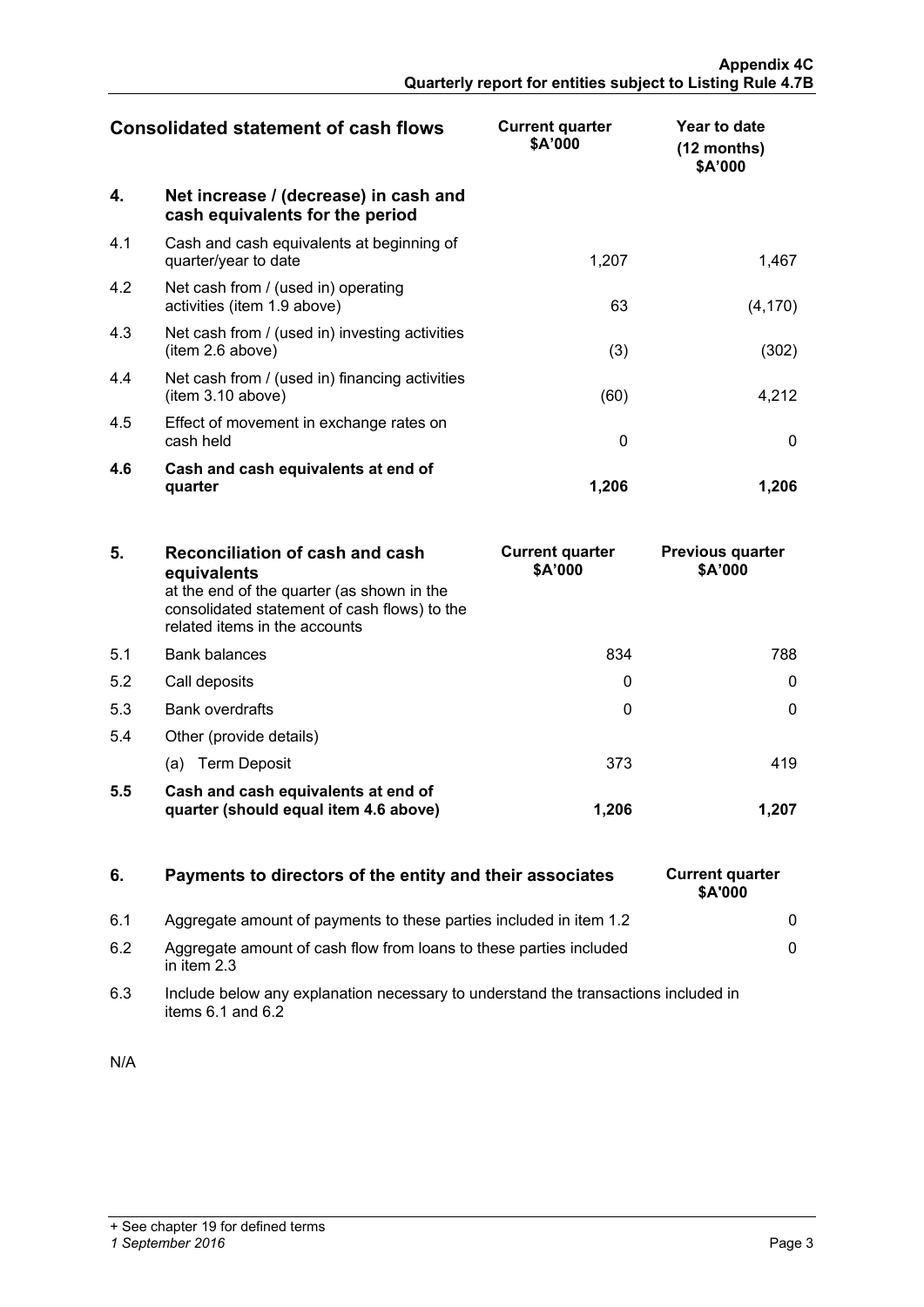| Consolidated statement of cash flows | | Current quarter $A'000 | Year to date (12 months) $A'000 |
|---|---|---|---|
| **4.** | **Net increase / (decrease) in cash and cash equivalents for the period** | | |
| 4.1 | Cash and cash equivalents at beginning of quarter/year to date | 1,207 | 1,467 |
| 4.2 | Net cash from / (used in) operating activities (item 1.9 above) | 63 | (4,170) |
| 4.3 | Net cash from / (used in) investing activities (item 2.6 above) | (3) | (302) |
| 4.4 | Net cash from / (used in) financing activities (item 3.10 above) | (60) | 4,212 |
| 4.5 | Effect of movement in exchange rates on cash held | 0 | 0 |
| **4.6** | **Cash and cash equivalents at end of quarter** | **1,206** | **1,206** |

| **5.** | **Reconciliation of cash and cash equivalents** at the end of the quarter (as shown in the consolidated statement of cash flows) to the related items in the accounts | Current quarter $A'000 | Previous quarter $A'000 |
|---|---|---|---|
| 5.1 | Bank balances | 834 | 788 |
| 5.2 | Call deposits | 0 | 0 |
| 5.3 | Bank overdrafts | 0 | 0 |
| 5.4 | Other (provide details) | | |
| | (a) Term Deposit | 373 | 419 |
| **5.5** | **Cash and cash equivalents at end of quarter (should equal item 4.6 above)** | **1,206** | **1,207** |

| **6.** | **Payments to directors of the entity and their associates** | Current quarter $A'000 |
|---|---|---|
| 6.1 | Aggregate amount of payments to these parties included in item 1.2 | 0 |
| 6.2 | Aggregate amount of cash flow from loans to these parties included in item 2.3 | 0 |
| 6.3 | Include below any explanation necessary to understand the transactions included in items 6.1 and 6.2 | |

N/A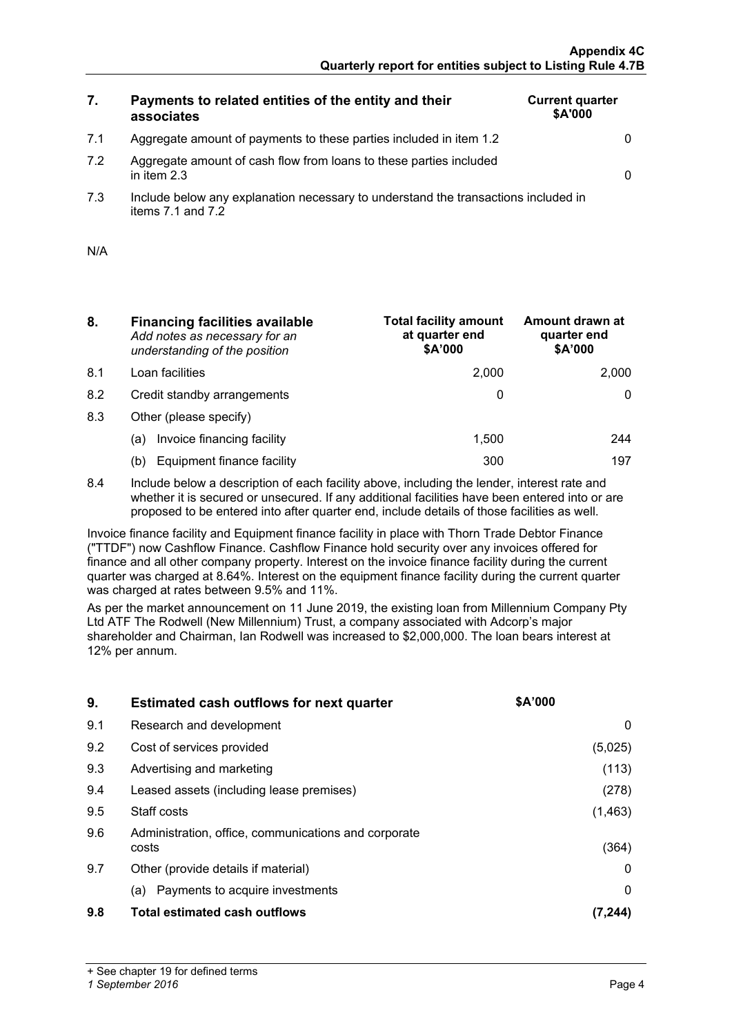| 7. | Payments to related entities of the entity and their associates | Current quarter $A'000 |
|---|---|---|
| 7.1 | Aggregate amount of payments to these parties included in item 1.2 | 0 |
| 7.2 | Aggregate amount of cash flow from loans to these parties included in item 2.3 | 0 |
| 7.3 | Include below any explanation necessary to understand the transactions included in items 7.1 and 7.2 | |

N/A

| 8. | **Financing facilities available** *Add notes as necessary for an understanding of the position* | Total facility amount at quarter end $A'000 | Amount drawn at quarter end $A'000 |
|---|---|---|---|
| 8.1 | Loan facilities | 2,000 | 2,000 |
| 8.2 | Credit standby arrangements | 0 | 0 |
| 8.3 | Other (please specify) | | |
| | (a) Invoice financing facility | 1,500 | 244 |
| | (b) Equipment finance facility | 300 | 197 |

8.4 Include below a description of each facility above, including the lender, interest rate and whether it is secured or unsecured. If any additional facilities have been entered into or are proposed to be entered into after quarter end, include details of those facilities as well.

Invoice finance facility and Equipment finance facility in place with Thorn Trade Debtor Finance ("TTDF") now Cashflow Finance. Cashflow Finance hold security over any invoices offered for finance and all other company property. Interest on the invoice finance facility during the current quarter was charged at 8.64%. Interest on the equipment finance facility during the current quarter was charged at rates between 9.5% and 11%.

As per the market announcement on 11 June 2019, the existing loan from Millennium Company Pty Ltd ATF The Rodwell (New Millennium) Trust, a company associated with Adcorp's major shareholder and Chairman, Ian Rodwell was increased to $2,000,000. The loan bears interest at 12% per annum.

| 9. | **Estimated cash outflows for next quarter** | $A'000 |
|---|---|---|
| 9.1 | Research and development | 0 |
| 9.2 | Cost of services provided | (5,025) |
| 9.3 | Advertising and marketing | (113) |
| 9.4 | Leased assets (including lease premises) | (278) |
| 9.5 | Staff costs | (1,463) |
| 9.6 | Administration, office, communications and corporate costs | (364) |
| 9.7 | Other (provide details if material) | 0 |
| | (a) Payments to acquire investments | 0 |
| **9.8** | **Total estimated cash outflows** | **(7,244)** |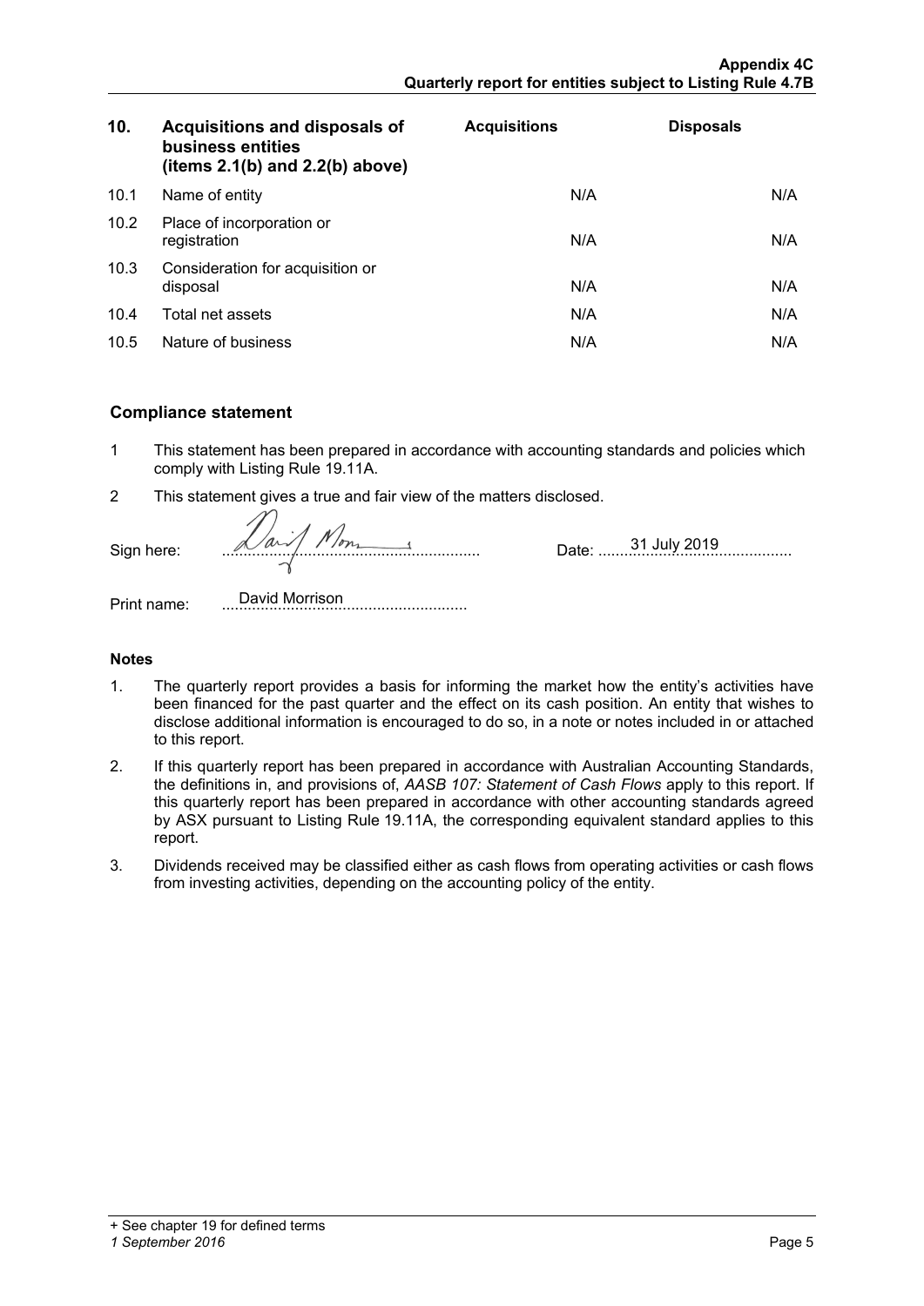| 10. | Acquisitions and disposals of business entities (items 2.1(b) and 2.2(b) above) | Acquisitions | Disposals |
|---|---|---|---|
| 10.1 | Name of entity | N/A | N/A |
| 10.2 | Place of incorporation or registration | N/A | N/A |
| 10.3 | Consideration for acquisition or disposal | N/A | N/A |
| 10.4 | Total net assets | N/A | N/A |
| 10.5 | Nature of business | N/A | N/A |

### Compliance statement

1. This statement has been prepared in accordance with accounting standards and policies which comply with Listing Rule 19.11A.
2. This statement gives a true and fair view of the matters disclosed.

Sign here: ............................................................ Date: 31 July 2019

Print name: David Morrison

#### Notes

1. The quarterly report provides a basis for informing the market how the entity's activities have been financed for the past quarter and the effect on its cash position. An entity that wishes to disclose additional information is encouraged to do so, in a note or notes included in or attached to this report.
2. If this quarterly report has been prepared in accordance with Australian Accounting Standards, the definitions in, and provisions of, *AASB 107: Statement of Cash Flows* apply to this report. If this quarterly report has been prepared in accordance with other accounting standards agreed by ASX pursuant to Listing Rule 19.11A, the corresponding equivalent standard applies to this report.
3. Dividends received may be classified either as cash flows from operating activities or cash flows from investing activities, depending on the accounting policy of the entity.